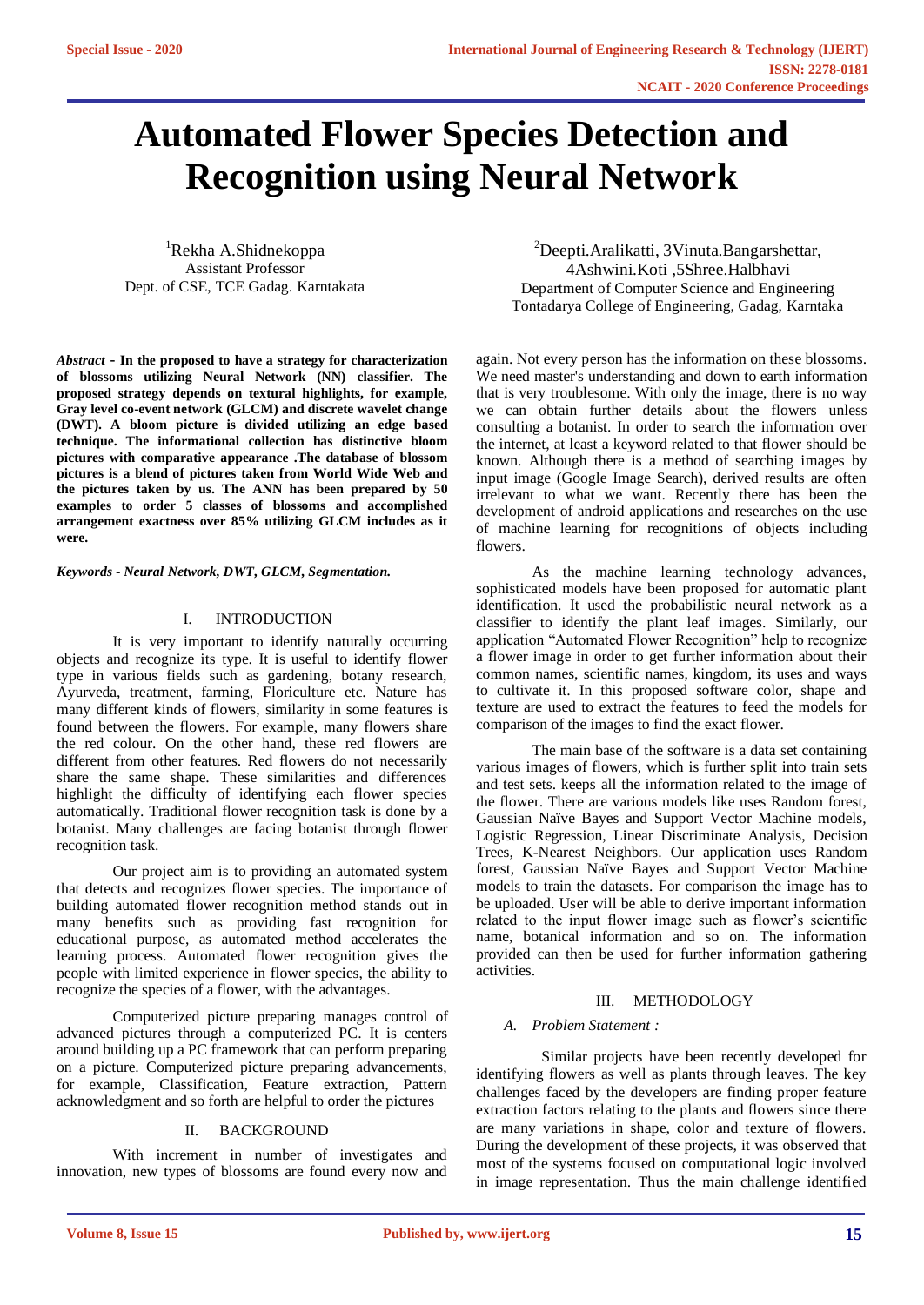# Automated Flower Species Detection and Recognition using Neural Network

[1]Rekha A.Shidnekoppa
Assistant Professor
Dept. of CSE, TCE Gadag. Karntakata

[2]Deepti.Aralikatti, 3Vinuta.Bangarshettar, 4Ashwini.Koti ,5Shree.Halbhavi
Department of Computer Science and Engineering
Tontadarya College of Engineering, Gadag, Karntaka

***Abstract* - In the proposed to have a strategy for characterization of blossoms utilizing Neural Network (NN) classifier. The proposed strategy depends on textural highlights, for example, Gray level co-event network (GLCM) and discrete wavelet change (DWT). A bloom picture is divided utilizing an edge based technique. The informational collection has distinctive bloom pictures with comparative appearance .The database of blossom pictures is a blend of pictures taken from World Wide Web and the pictures taken by us. The ANN has been prepared by 50 examples to order 5 classes of blossoms and accomplished arrangement exactness over 85% utilizing GLCM includes as it were.**

***Keywords - Neural Network, DWT, GLCM, Segmentation.***

## I. INTRODUCTION

It is very important to identify naturally occurring objects and recognize its type. It is useful to identify flower type in various fields such as gardening, botany research, Ayurveda, treatment, farming, Floriculture etc. Nature has many different kinds of flowers, similarity in some features is found between the flowers. For example, many flowers share the red colour. On the other hand, these red flowers are different from other features. Red flowers do not necessarily share the same shape. These similarities and differences highlight the difficulty of identifying each flower species automatically. Traditional flower recognition task is done by a botanist. Many challenges are facing botanist through flower recognition task.

Our project aim is to providing an automated system that detects and recognizes flower species. The importance of building automated flower recognition method stands out in many benefits such as providing fast recognition for educational purpose, as automated method accelerates the learning process. Automated flower recognition gives the people with limited experience in flower species, the ability to recognize the species of a flower, with the advantages.

Computerized picture preparing manages control of advanced pictures through a computerized PC. It is centers around building up a PC framework that can perform preparing on a picture. Computerized picture preparing advancements, for example, Classification, Feature extraction, Pattern acknowledgment and so forth are helpful to order the pictures

## II. BACKGROUND

With increment in number of investigates and innovation, new types of blossoms are found every now and again. Not every person has the information on these blossoms. We need master's understanding and down to earth information that is very troublesome. With only the image, there is no way we can obtain further details about the flowers unless consulting a botanist. In order to search the information over the internet, at least a keyword related to that flower should be known. Although there is a method of searching images by input image (Google Image Search), derived results are often irrelevant to what we want. Recently there has been the development of android applications and researches on the use of machine learning for recognitions of objects including flowers.

As the machine learning technology advances, sophisticated models have been proposed for automatic plant identification. It used the probabilistic neural network as a classifier to identify the plant leaf images. Similarly, our application "Automated Flower Recognition" help to recognize a flower image in order to get further information about their common names, scientific names, kingdom, its uses and ways to cultivate it. In this proposed software color, shape and texture are used to extract the features to feed the models for comparison of the images to find the exact flower.

The main base of the software is a data set containing various images of flowers, which is further split into train sets and test sets. keeps all the information related to the image of the flower. There are various models like uses Random forest, Gaussian Naïve Bayes and Support Vector Machine models, Logistic Regression, Linear Discriminate Analysis, Decision Trees, K-Nearest Neighbors. Our application uses Random forest, Gaussian Naïve Bayes and Support Vector Machine models to train the datasets. For comparison the image has to be uploaded. User will be able to derive important information related to the input flower image such as flower's scientific name, botanical information and so on. The information provided can then be used for further information gathering activities.

## III. METHODOLOGY

### *A. Problem Statement :*

Similar projects have been recently developed for identifying flowers as well as plants through leaves. The key challenges faced by the developers are finding proper feature extraction factors relating to the plants and flowers since there are many variations in shape, color and texture of flowers. During the development of these projects, it was observed that most of the systems focused on computational logic involved in image representation. Thus the main challenge identified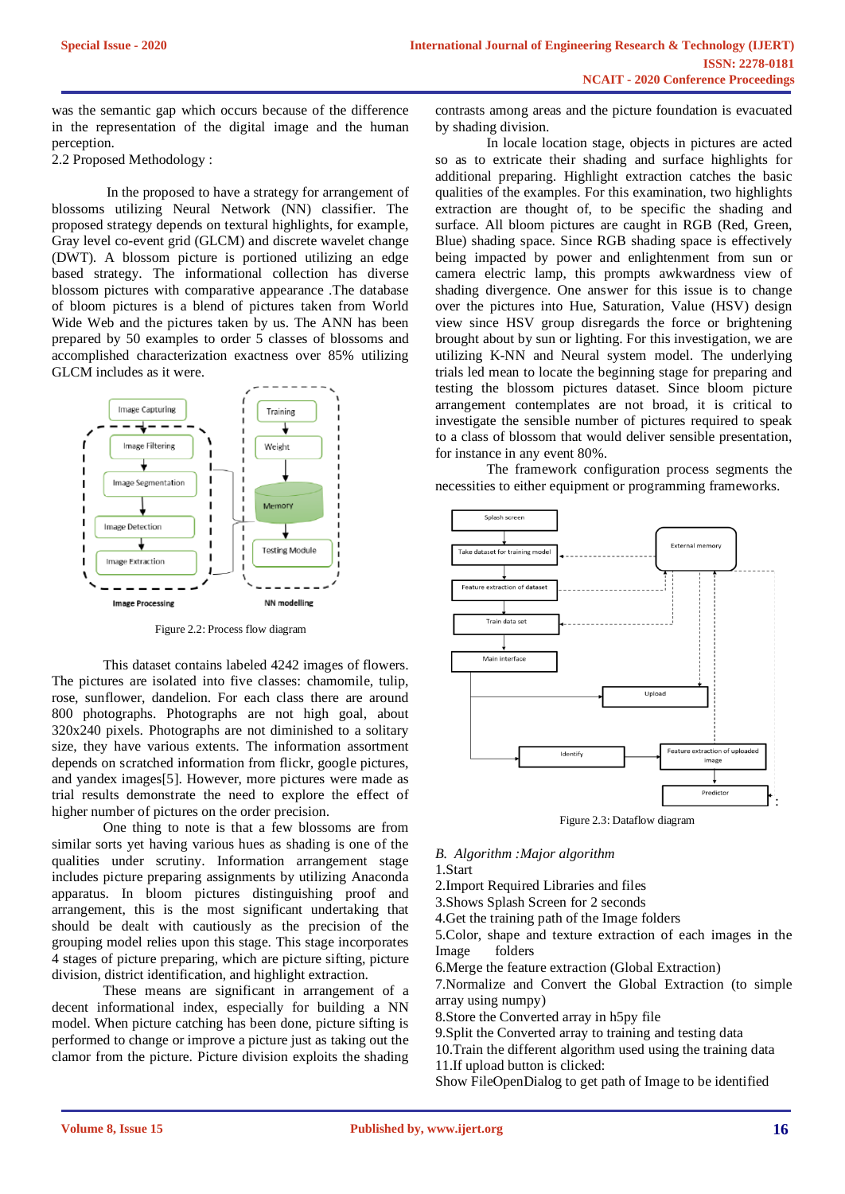was the semantic gap which occurs because of the difference in the representation of the digital image and the human perception.

2.2 Proposed Methodology :

In the proposed to have a strategy for arrangement of blossoms utilizing Neural Network (NN) classifier. The proposed strategy depends on textural highlights, for example, Gray level co-event grid (GLCM) and discrete wavelet change (DWT). A blossom picture is portioned utilizing an edge based strategy. The informational collection has diverse blossom pictures with comparative appearance .The database of bloom pictures is a blend of pictures taken from World Wide Web and the pictures taken by us. The ANN has been prepared by 50 examples to order 5 classes of blossoms and accomplished characterization exactness over 85% utilizing GLCM includes as it were.

Figure 2.2: Process flow diagram

This dataset contains labeled 4242 images of flowers. The pictures are isolated into five classes: chamomile, tulip, rose, sunflower, dandelion. For each class there are around 800 photographs. Photographs are not high goal, about 320x240 pixels. Photographs are not diminished to a solitary size, they have various extents. The information assortment depends on scratched information from flickr, google pictures, and yandex images[5]. However, more pictures were made as trial results demonstrate the need to explore the effect of higher number of pictures on the order precision.

One thing to note is that a few blossoms are from similar sorts yet having various hues as shading is one of the qualities under scrutiny. Information arrangement stage includes picture preparing assignments by utilizing Anaconda apparatus. In bloom pictures distinguishing proof and arrangement, this is the most significant undertaking that should be dealt with cautiously as the precision of the grouping model relies upon this stage. This stage incorporates 4 stages of picture preparing, which are picture sifting, picture division, district identification, and highlight extraction.

These means are significant in arrangement of a decent informational index, especially for building a NN model. When picture catching has been done, picture sifting is performed to change or improve a picture just as taking out the clamor from the picture. Picture division exploits the shading contrasts among areas and the picture foundation is evacuated by shading division.

In locale location stage, objects in pictures are acted so as to extricate their shading and surface highlights for additional preparing. Highlight extraction catches the basic qualities of the examples. For this examination, two highlights extraction are thought of, to be specific the shading and surface. All bloom pictures are caught in RGB (Red, Green, Blue) shading space. Since RGB shading space is effectively being impacted by power and enlightenment from sun or camera electric lamp, this prompts awkwardness view of shading divergence. One answer for this issue is to change over the pictures into Hue, Saturation, Value (HSV) design view since HSV group disregards the force or brightening brought about by sun or lighting. For this investigation, we are utilizing K-NN and Neural system model. The underlying trials led mean to locate the beginning stage for preparing and testing the blossom pictures dataset. Since bloom picture arrangement contemplates are not broad, it is critical to investigate the sensible number of pictures required to speak to a class of blossom that would deliver sensible presentation, for instance in any event 80%.

The framework configuration process segments the necessities to either equipment or programming frameworks.

Figure 2.3: Dataflow diagram

*B. Algorithm :Major algorithm*

1.Start
2.Import Required Libraries and files
3.Shows Splash Screen for 2 seconds
4.Get the training path of the Image folders
5.Color, shape and texture extraction of each images in the Image folders
6.Merge the feature extraction (Global Extraction)
7.Normalize and Convert the Global Extraction (to simple array using numpy)
8.Store the Converted array in h5py file
9.Split the Converted array to training and testing data
10.Train the different algorithm used using the training data
11.If upload button is clicked:
Show FileOpenDialog to get path of Image to be identified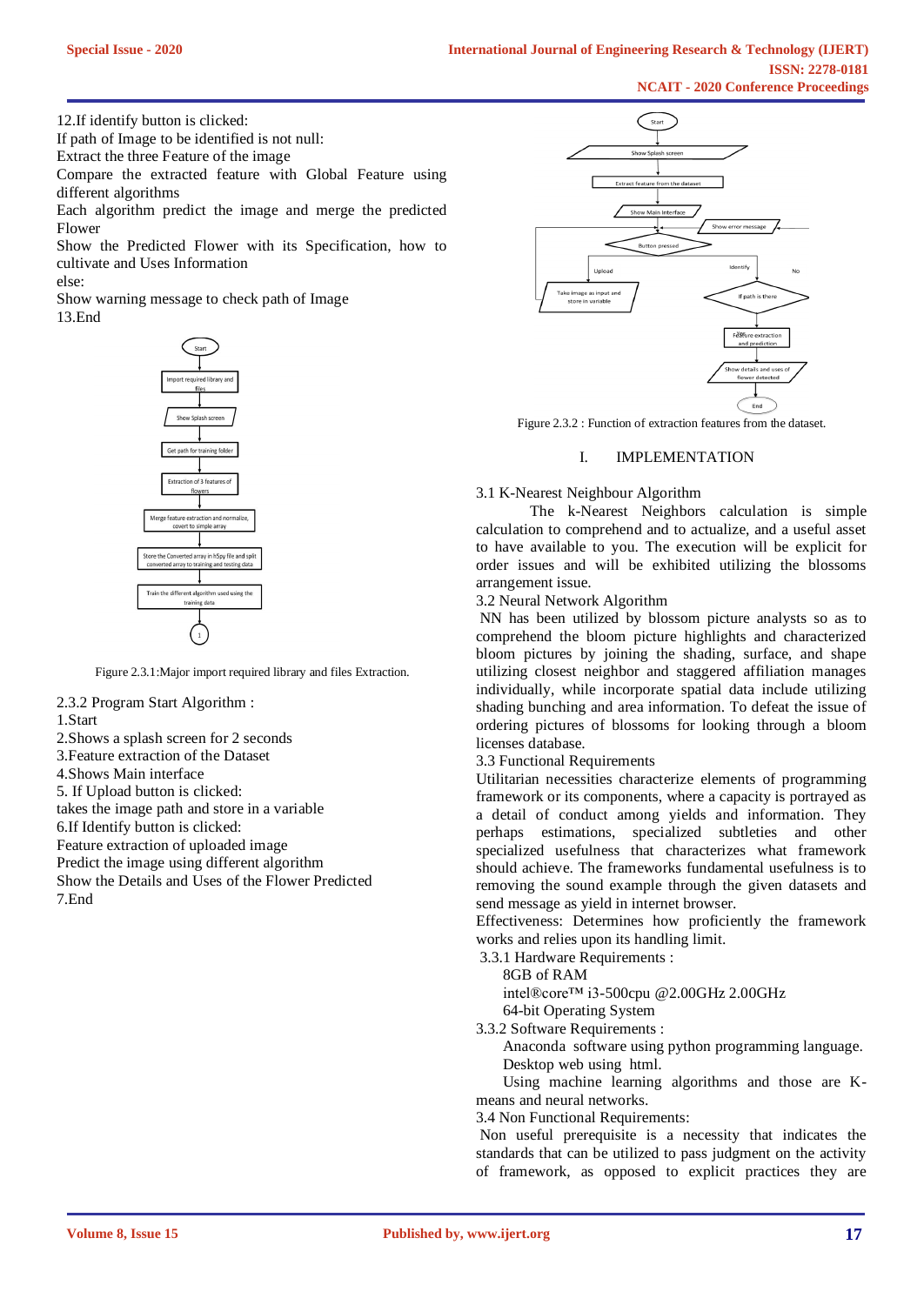12.If identify button is clicked:
If path of Image to be identified is not null:
Extract the three Feature of the image
Compare the extracted feature with Global Feature using different algorithms
Each algorithm predict the image and merge the predicted Flower
Show the Predicted Flower with its Specification, how to cultivate and Uses Information
else:
Show warning message to check path of Image
13.End

Figure 2.3.1:Major import required library and files Extraction.

2.3.2 Program Start Algorithm :
1.Start
2.Shows a splash screen for 2 seconds
3.Feature extraction of the Dataset
4.Shows Main interface
5. If Upload button is clicked:
takes the image path and store in a variable
6.If Identify button is clicked:
Feature extraction of uploaded image
Predict the image using different algorithm
Show the Details and Uses of the Flower Predicted
7.End

Figure 2.3.2 : Function of extraction features from the dataset.

# I. IMPLEMENTATION

3.1 K-Nearest Neighbour Algorithm

The k-Nearest Neighbors calculation is simple calculation to comprehend and to actualize, and a useful asset to have available to you. The execution will be explicit for order issues and will be exhibited utilizing the blossoms arrangement issue.

3.2 Neural Network Algorithm

NN has been utilized by blossom picture analysts so as to comprehend the bloom picture highlights and characterized bloom pictures by joining the shading, surface, and shape utilizing closest neighbor and staggered affiliation manages individually, while incorporate spatial data include utilizing shading bunching and area information. To defeat the issue of ordering pictures of blossoms for looking through a bloom licenses database.

3.3 Functional Requirements

Utilitarian necessities characterize elements of programming framework or its components, where a capacity is portrayed as a detail of conduct among yields and information. They perhaps estimations, specialized subtleties and other specialized usefulness that characterizes what framework should achieve. The frameworks fundamental usefulness is to removing the sound example through the given datasets and send message as yield in internet browser.

Effectiveness: Determines how proficiently the framework works and relies upon its handling limit.

3.3.1 Hardware Requirements :

8GB of RAM
intel®core™ i3-500cpu @2.00GHz 2.00GHz
64-bit Operating System

3.3.2 Software Requirements :

Anaconda software using python programming language.
Desktop web using html.
Using machine learning algorithms and those are K-means and neural networks.

3.4 Non Functional Requirements:

Non useful prerequisite is a necessity that indicates the standards that can be utilized to pass judgment on the activity of framework, as opposed to explicit practices they are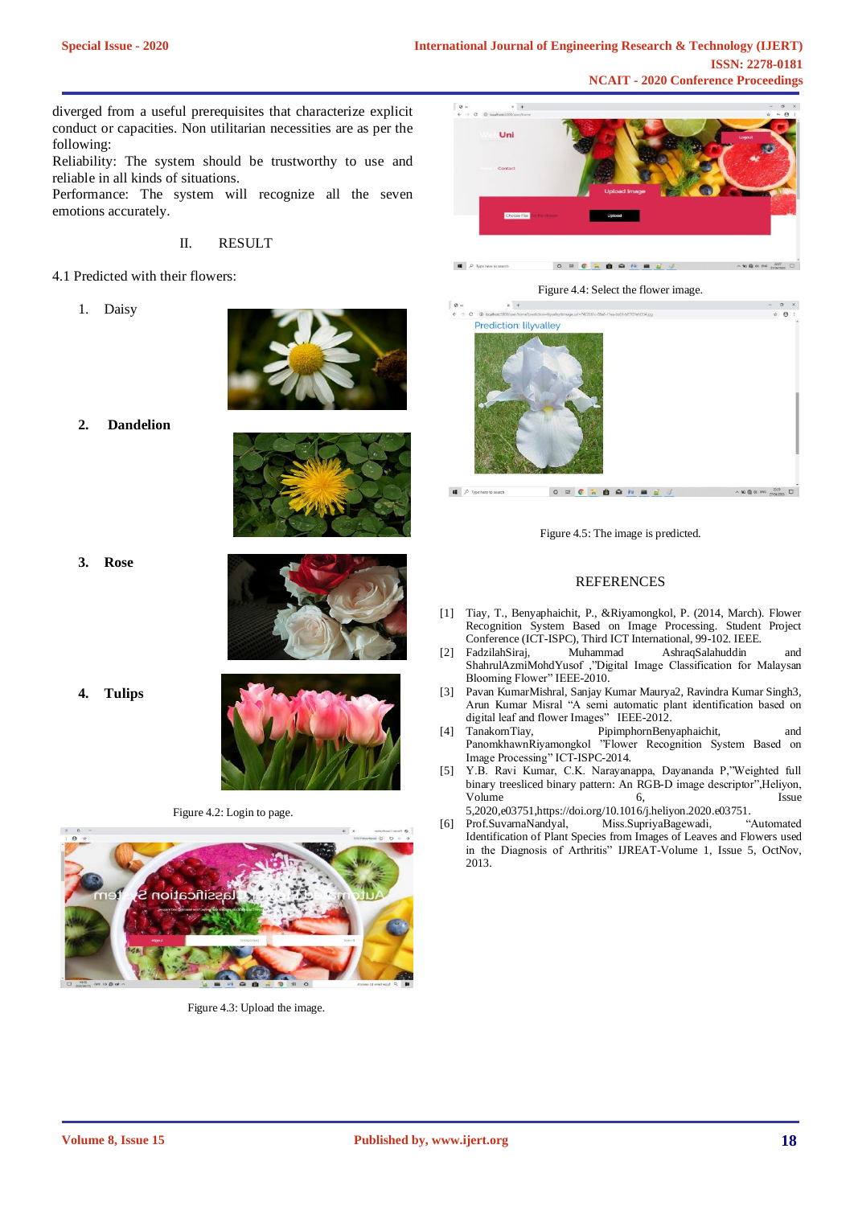diverged from a useful prerequisites that characterize explicit conduct or capacities. Non utilitarian necessities are as per the following:

Reliability: The system should be trustworthy to use and reliable in all kinds of situations.

Performance: The system will recognize all the seven emotions accurately.

## II. RESULT

4.1 Predicted with their flowers:

1. Daisy
2. **Dandelion**
3. **Rose**
4. **Tulips**

Figure 4.2: Login to page.

Figure 4.3: Upload the image.

Figure 4.4: Select the flower image.

Figure 4.5: The image is predicted.

## REFERENCES

[1] Tiay, T., Benyaphaichit, P., &Riyamongkol, P. (2014, March). Flower Recognition System Based on Image Processing. Student Project Conference (ICT-ISPC), Third ICT International, 99-102. IEEE.

[2] FadzilahSiraj, Muhammad AshraqSalahuddin and ShahrulAzmiMohdYusof ,"Digital Image Classification for Malaysan Blooming Flower" IEEE-2010.

[3] Pavan KumarMishral, Sanjay Kumar Maurya2, Ravindra Kumar Singh3, Arun Kumar Misral "A semi automatic plant identification based on digital leaf and flower Images" IEEE-2012.

[4] TanakornTiay, PipimphornBenyaphaichit, and PanomkhawnRiyamongkol "Flower Recognition System Based on Image Processing" ICT-ISPC-2014.

[5] Y.B. Ravi Kumar, C.K. Narayanappa, Dayananda P,"Weighted full binary treesliced binary pattern: An RGB-D image descriptor",Heliyon, Volume 6, Issue 5,2020,e03751,https://doi.org/10.1016/j.heliyon.2020.e03751.

[6] Prof.SuvarnaNandyal, Miss.SupriyaBagewadi, "Automated Identification of Plant Species from Images of Leaves and Flowers used in the Diagnosis of Arthritis" IJREAT-Volume 1, Issue 5, OctNov, 2013.